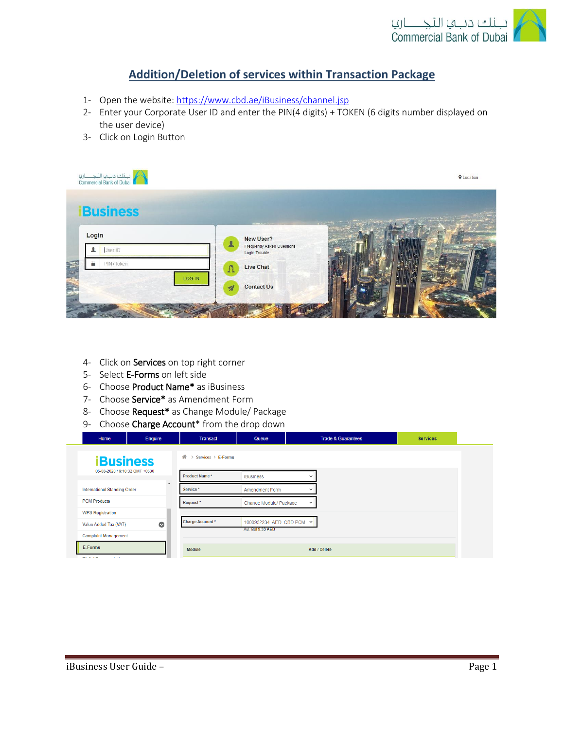## Addition/Deletion of services within Transaction Package

1- Open the website: [https://www.cbd.ae/iBusiness/channel.jsp](https://www.cbd.ae/iBusiness/channel.jsp)

2- Enter your Corporate User ID and enter the PIN(4 digits) + TOKEN (6 digits number displayed on the user device)

3- Click on Login Button

4- Click on **Services** on top right corner

5- Select **E-Forms** on left side

6- Choose **Product Name*** as iBusiness

7- Choose **Service*** as Amendment Form

8- Choose **Request*** as Change Module/ Package

9- Choose **Charge Account*** from the drop down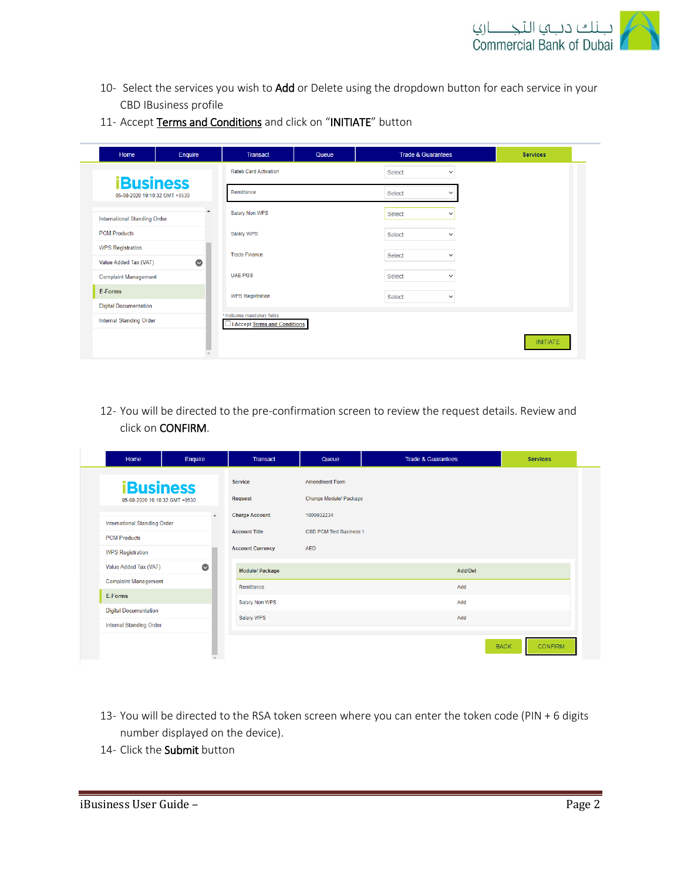10- Select the services you wish to **Add** or Delete using the dropdown button for each service in your CBD IBusiness profile

11- Accept **Terms and Conditions** and click on "**INITIATE**" button

12- You will be directed to the pre-confirmation screen to review the request details. Review and click on **CONFIRM**.

13- You will be directed to the RSA token screen where you can enter the token code (PIN + 6 digits number displayed on the device).

14- Click the **Submit** button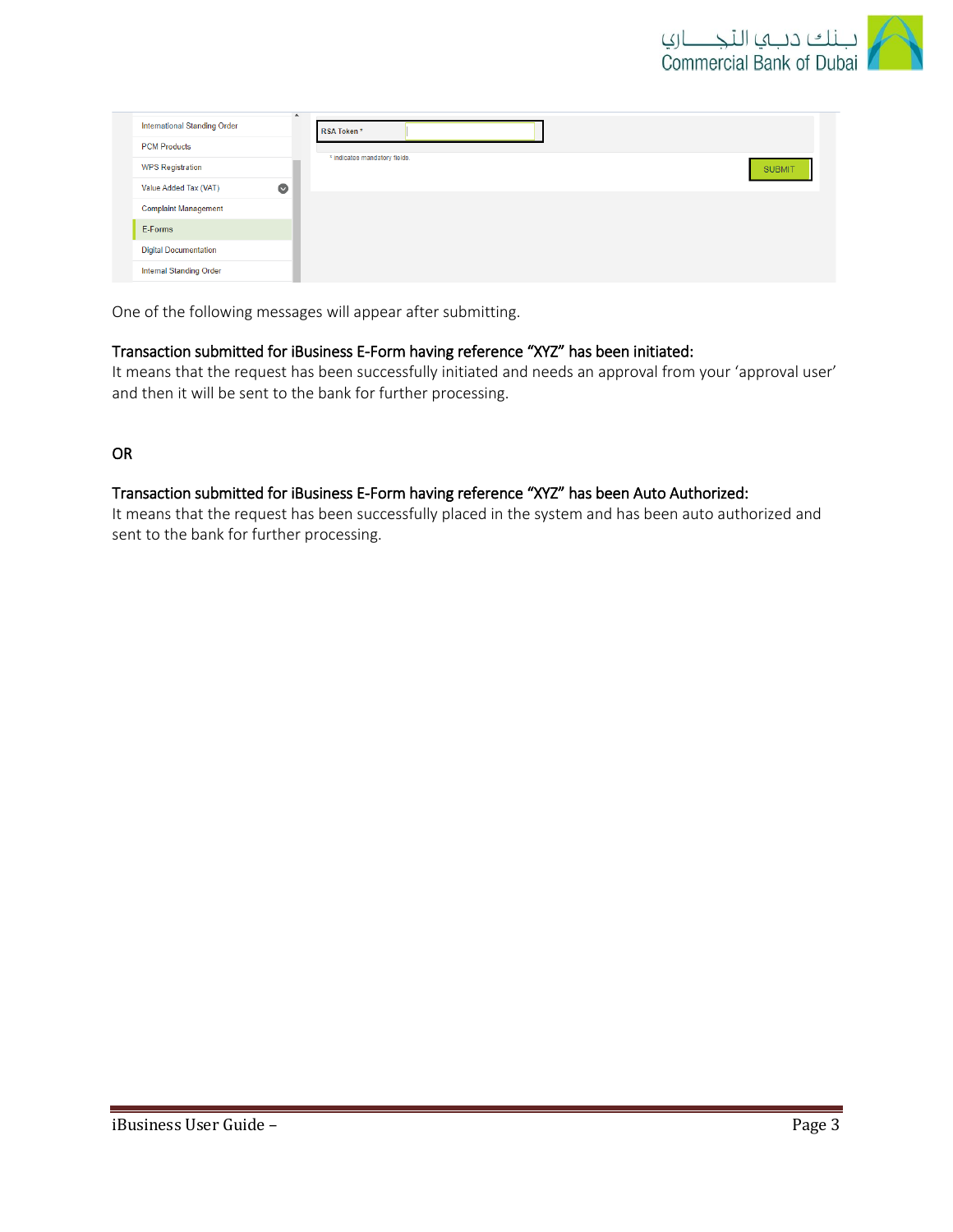International Standing Order
PCM Products
WPS Registration
Value Added Tax (VAT)
Complaint Management
E-Forms
Digital Documentation
Internal Standing Order

RSA Token *

* indicates mandatory fields.

SUBMIT

One of the following messages will appear after submitting.

**Transaction submitted for iBusiness E-Form having reference “XYZ” has been initiated:**
It means that the request has been successfully initiated and needs an approval from your ‘approval user’ and then it will be sent to the bank for further processing.

OR

**Transaction submitted for iBusiness E-Form having reference “XYZ” has been Auto Authorized:**
It means that the request has been successfully placed in the system and has been auto authorized and sent to the bank for further processing.